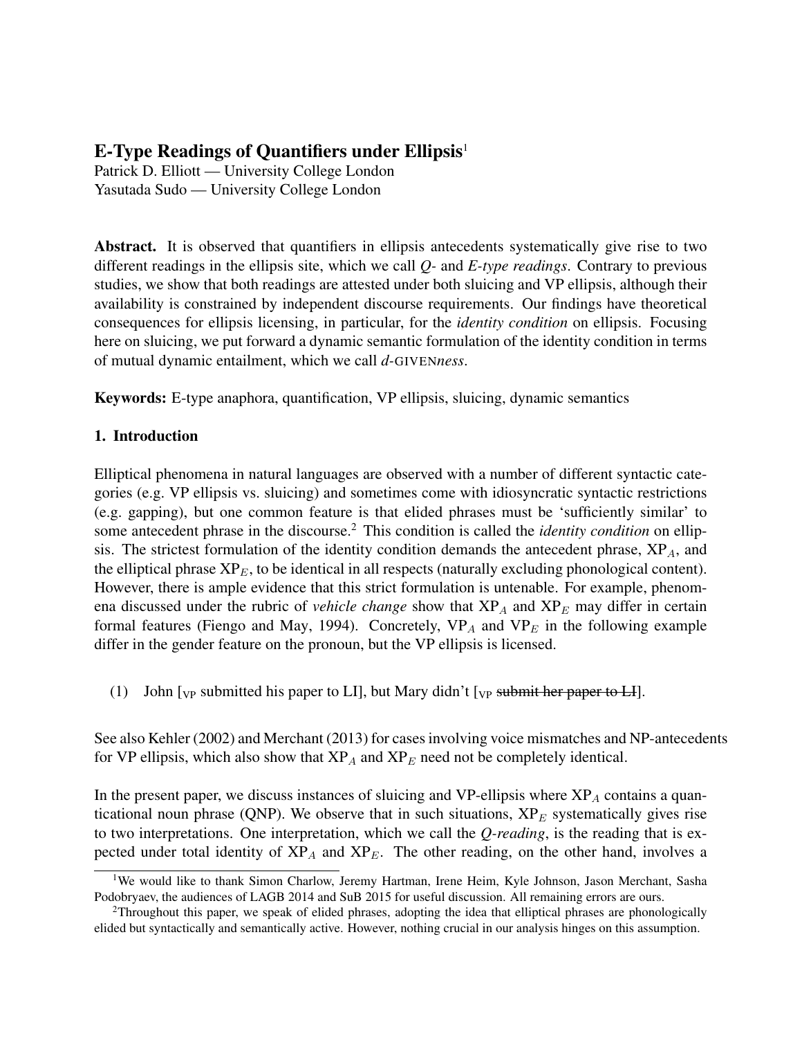# E-Type Readings of Quantifiers under Ellipsis[1]

Patrick D. Elliott — University College London
Yasutada Sudo — University College London

**Abstract.** It is observed that quantifiers in ellipsis antecedents systematically give rise to two different readings in the ellipsis site, which we call *Q-* and *E-type readings*. Contrary to previous studies, we show that both readings are attested under both sluicing and VP ellipsis, although their availability is constrained by independent discourse requirements. Our findings have theoretical consequences for ellipsis licensing, in particular, for the *identity condition* on ellipsis. Focusing here on sluicing, we put forward a dynamic semantic formulation of the identity condition in terms of mutual dynamic entailment, which we call *d-*GIVEN*ness*.

**Keywords:** E-type anaphora, quantification, VP ellipsis, sluicing, dynamic semantics

## 1. Introduction

Elliptical phenomena in natural languages are observed with a number of different syntactic categories (e.g. VP ellipsis vs. sluicing) and sometimes come with idiosyncratic syntactic restrictions (e.g. gapping), but one common feature is that elided phrases must be 'sufficiently similar' to some antecedent phrase in the discourse.[2] This condition is called the *identity condition* on ellipsis. The strictest formulation of the identity condition demands the antecedent phrase, $\text{XP}_A$, and the elliptical phrase $\text{XP}_E$, to be identical in all respects (naturally excluding phonological content). However, there is ample evidence that this strict formulation is untenable. For example, phenomena discussed under the rubric of *vehicle change* show that $\text{XP}_A$ and $\text{XP}_E$ may differ in certain formal features (Fiengo and May, 1994). Concretely, $\text{VP}_A$ and $\text{VP}_E$ in the following example differ in the gender feature on the pronoun, but the VP ellipsis is licensed.

(1) John [$_{\text{VP}}$ submitted his paper to LI], but Mary didn't [$_{\text{VP}}$ ~~submit her paper to LI~~].

See also Kehler (2002) and Merchant (2013) for cases involving voice mismatches and NP-antecedents for VP ellipsis, which also show that $\text{XP}_A$ and $\text{XP}_E$ need not be completely identical.

In the present paper, we discuss instances of sluicing and VP-ellipsis where $\text{XP}_A$ contains a quantificational noun phrase (QNP). We observe that in such situations, $\text{XP}_E$ systematically gives rise to two interpretations. One interpretation, which we call the *Q-reading*, is the reading that is expected under total identity of $\text{XP}_A$ and $\text{XP}_E$. The other reading, on the other hand, involves a

[1] We would like to thank Simon Charlow, Jeremy Hartman, Irene Heim, Kyle Johnson, Jason Merchant, Sasha Podobryaev, the audiences of LAGB 2014 and SuB 2015 for useful discussion. All remaining errors are ours.

[2] Throughout this paper, we speak of elided phrases, adopting the idea that elliptical phrases are phonologically elided but syntactically and semantically active. However, nothing crucial in our analysis hinges on this assumption.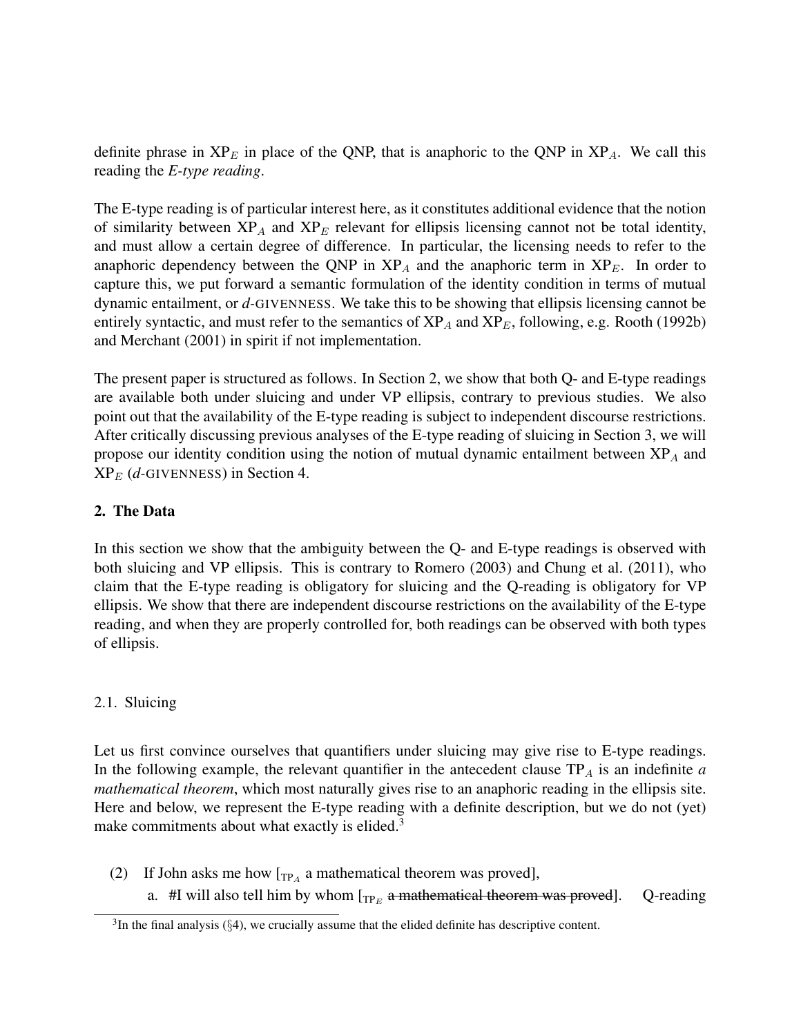definite phrase in $XP_E$ in place of the QNP, that is anaphoric to the QNP in $XP_A$. We call this reading the *E-type reading*.

The E-type reading is of particular interest here, as it constitutes additional evidence that the notion of similarity between $XP_A$ and $XP_E$ relevant for ellipsis licensing cannot not be total identity, and must allow a certain degree of difference. In particular, the licensing needs to refer to the anaphoric dependency between the QNP in $XP_A$ and the anaphoric term in $XP_E$. In order to capture this, we put forward a semantic formulation of the identity condition in terms of mutual dynamic entailment, or *d*-GIVENNESS. We take this to be showing that ellipsis licensing cannot be entirely syntactic, and must refer to the semantics of $XP_A$ and $XP_E$, following, e.g. Rooth (1992b) and Merchant (2001) in spirit if not implementation.

The present paper is structured as follows. In Section 2, we show that both Q- and E-type readings are available both under sluicing and under VP ellipsis, contrary to previous studies. We also point out that the availability of the E-type reading is subject to independent discourse restrictions. After critically discussing previous analyses of the E-type reading of sluicing in Section 3, we will propose our identity condition using the notion of mutual dynamic entailment between $XP_A$ and $XP_E$ (*d*-GIVENNESS) in Section 4.

## 2. The Data

In this section we show that the ambiguity between the Q- and E-type readings is observed with both sluicing and VP ellipsis. This is contrary to Romero (2003) and Chung et al. (2011), who claim that the E-type reading is obligatory for sluicing and the Q-reading is obligatory for VP ellipsis. We show that there are independent discourse restrictions on the availability of the E-type reading, and when they are properly controlled for, both readings can be observed with both types of ellipsis.

### 2.1. Sluicing

Let us first convince ourselves that quantifiers under sluicing may give rise to E-type readings. In the following example, the relevant quantifier in the antecedent clause $TP_A$ is an indefinite *a mathematical theorem*, which most naturally gives rise to an anaphoric reading in the ellipsis site. Here and below, we represent the E-type reading with a definite description, but we do not (yet) make commitments about what exactly is elided.[3]

(2) If John asks me how [$_{TP_A}$ a mathematical theorem was proved],

a. #I will also tell him by whom [$_{TP_E}$ ~~a mathematical theorem was proved~~]. Q-reading

[3] In the final analysis (§4), we crucially assume that the elided definite has descriptive content.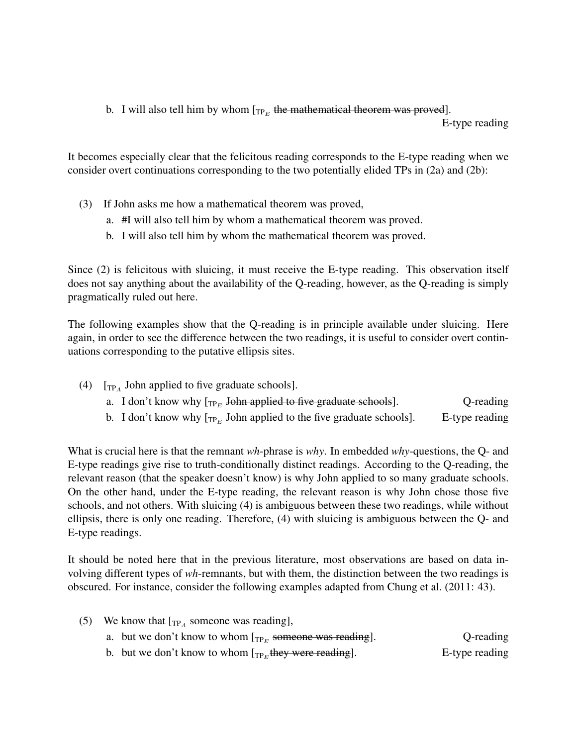b. I will also tell him by whom [$_{\text{TP}_E}$ ~~the mathematical theorem was proved~~]. E-type reading

It becomes especially clear that the felicitous reading corresponds to the E-type reading when we consider overt continuations corresponding to the two potentially elided TPs in (2a) and (2b):

(3) If John asks me how a mathematical theorem was proved,

a. #I will also tell him by whom a mathematical theorem was proved.

b. I will also tell him by whom the mathematical theorem was proved.

Since (2) is felicitous with sluicing, it must receive the E-type reading. This observation itself does not say anything about the availability of the Q-reading, however, as the Q-reading is simply pragmatically ruled out here.

The following examples show that the Q-reading is in principle available under sluicing. Here again, in order to see the difference between the two readings, it is useful to consider overt continuations corresponding to the putative ellipsis sites.

(4) [$_{\text{TP}_A}$ John applied to five graduate schools].

a. I don't know why [$_{\text{TP}_E}$ ~~John applied to five graduate schools~~]. Q-reading

b. I don't know why [$_{\text{TP}_E}$ ~~John applied to the five graduate schools~~]. E-type reading

What is crucial here is that the remnant *wh*-phrase is *why*. In embedded *why*-questions, the Q- and E-type readings give rise to truth-conditionally distinct readings. According to the Q-reading, the relevant reason (that the speaker doesn't know) is why John applied to so many graduate schools. On the other hand, under the E-type reading, the relevant reason is why John chose those five schools, and not others. With sluicing (4) is ambiguous between these two readings, while without ellipsis, there is only one reading. Therefore, (4) with sluicing is ambiguous between the Q- and E-type readings.

It should be noted here that in the previous literature, most observations are based on data involving different types of *wh*-remnants, but with them, the distinction between the two readings is obscured. For instance, consider the following examples adapted from Chung et al. (2011: 43).

(5) We know that [$_{\text{TP}_A}$ someone was reading],

a. but we don't know to whom [$_{\text{TP}_E}$ ~~someone was reading~~]. Q-reading

b. but we don't know to whom [$_{\text{TP}_E}$ ~~they were reading~~]. E-type reading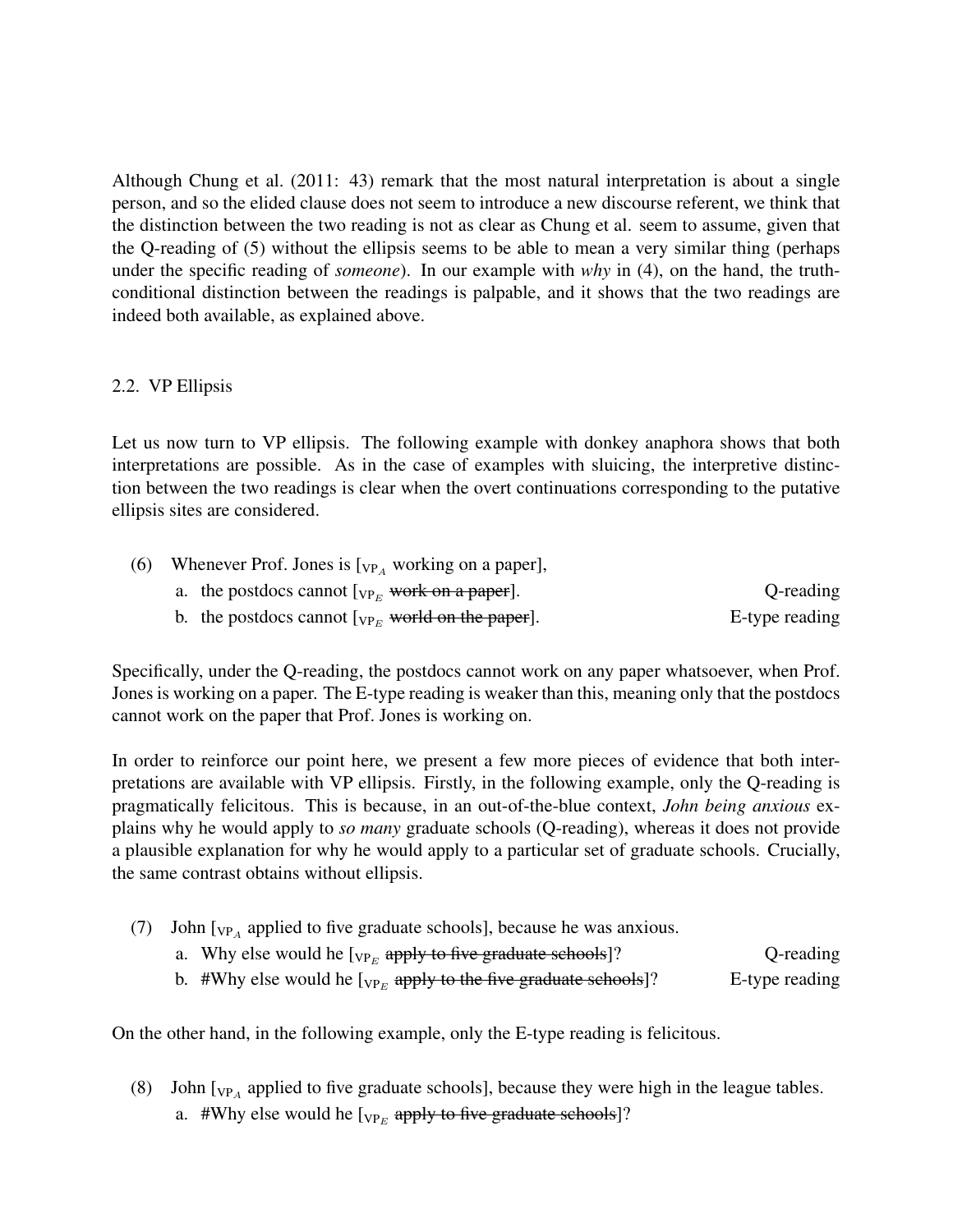Although Chung et al. (2011: 43) remark that the most natural interpretation is about a single person, and so the elided clause does not seem to introduce a new discourse referent, we think that the distinction between the two reading is not as clear as Chung et al. seem to assume, given that the Q-reading of (5) without the ellipsis seems to be able to mean a very similar thing (perhaps under the specific reading of *someone*). In our example with *why* in (4), on the hand, the truth-conditional distinction between the readings is palpable, and it shows that the two readings are indeed both available, as explained above.

## 2.2. VP Ellipsis

Let us now turn to VP ellipsis. The following example with donkey anaphora shows that both interpretations are possible. As in the case of examples with sluicing, the interpretive distinction between the two readings is clear when the overt continuations corresponding to the putative ellipsis sites are considered.

(6) Whenever Prof. Jones is [$_{\text{VP}_A}$ working on a paper],

a. the postdocs cannot [$_{\text{VP}_E}$ ~~work on a paper~~]. — Q-reading

b. the postdocs cannot [$_{\text{VP}_E}$ ~~world on the paper~~]. — E-type reading

Specifically, under the Q-reading, the postdocs cannot work on any paper whatsoever, when Prof. Jones is working on a paper. The E-type reading is weaker than this, meaning only that the postdocs cannot work on the paper that Prof. Jones is working on.

In order to reinforce our point here, we present a few more pieces of evidence that both interpretations are available with VP ellipsis. Firstly, in the following example, only the Q-reading is pragmatically felicitous. This is because, in an out-of-the-blue context, *John being anxious* explains why he would apply to *so many* graduate schools (Q-reading), whereas it does not provide a plausible explanation for why he would apply to a particular set of graduate schools. Crucially, the same contrast obtains without ellipsis.

(7) John [$_{\text{VP}_A}$ applied to five graduate schools], because he was anxious.

a. Why else would he [$_{\text{VP}_E}$ ~~apply to five graduate schools~~]? — Q-reading

b. #Why else would he [$_{\text{VP}_E}$ ~~apply to the five graduate schools~~]? — E-type reading

On the other hand, in the following example, only the E-type reading is felicitous.

(8) John [$_{\text{VP}_A}$ applied to five graduate schools], because they were high in the league tables.

a. #Why else would he [$_{\text{VP}_E}$ ~~apply to five graduate schools~~]?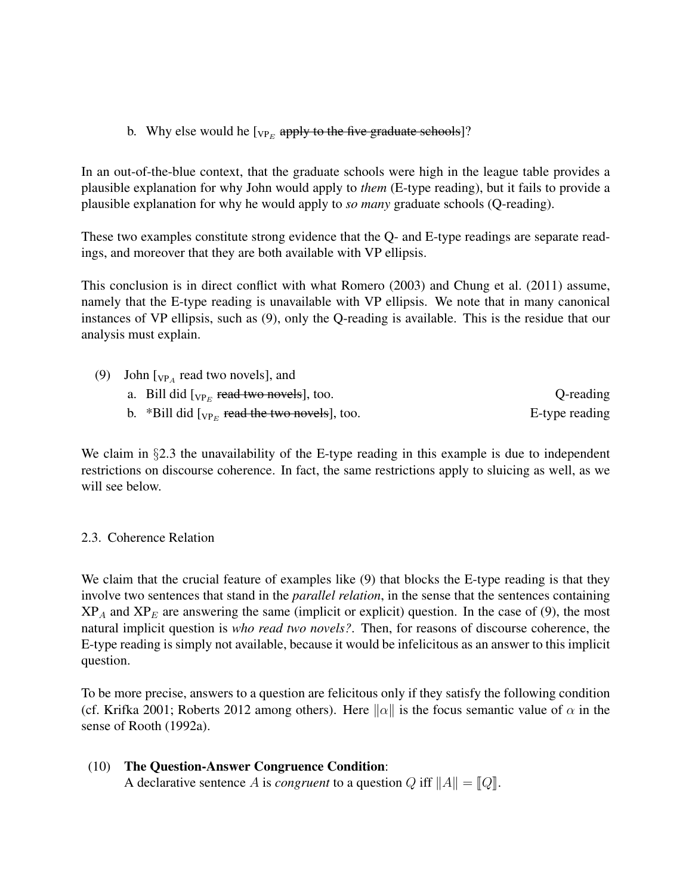b. Why else would he [$_{\text{VP}_E}$ ~~apply to the five graduate schools~~]?

In an out-of-the-blue context, that the graduate schools were high in the league table provides a plausible explanation for why John would apply to *them* (E-type reading), but it fails to provide a plausible explanation for why he would apply to *so many* graduate schools (Q-reading).

These two examples constitute strong evidence that the Q- and E-type readings are separate readings, and moreover that they are both available with VP ellipsis.

This conclusion is in direct conflict with what Romero (2003) and Chung et al. (2011) assume, namely that the E-type reading is unavailable with VP ellipsis. We note that in many canonical instances of VP ellipsis, such as (9), only the Q-reading is available. This is the residue that our analysis must explain.

(9) John [$_{\text{VP}_A}$ read two novels], and

a. Bill did [$_{\text{VP}_E}$ ~~read two novels~~], too. — Q-reading

b. *Bill did [$_{\text{VP}_E}$ ~~read the two novels~~], too. — E-type reading

We claim in §2.3 the unavailability of the E-type reading in this example is due to independent restrictions on discourse coherence. In fact, the same restrictions apply to sluicing as well, as we will see below.

### 2.3. Coherence Relation

We claim that the crucial feature of examples like (9) that blocks the E-type reading is that they involve two sentences that stand in the *parallel relation*, in the sense that the sentences containing $\text{XP}_A$ and $\text{XP}_E$ are answering the same (implicit or explicit) question. In the case of (9), the most natural implicit question is *who read two novels?*. Then, for reasons of discourse coherence, the E-type reading is simply not available, because it would be infelicitous as an answer to this implicit question.

To be more precise, answers to a question are felicitous only if they satisfy the following condition (cf. Krifka 2001; Roberts 2012 among others). Here $\|\alpha\|$ is the focus semantic value of $\alpha$ in the sense of Rooth (1992a).

(10) **The Question-Answer Congruence Condition**:
A declarative sentence $A$ is *congruent* to a question $Q$ iff $\|A\| = [\![Q]\!]$.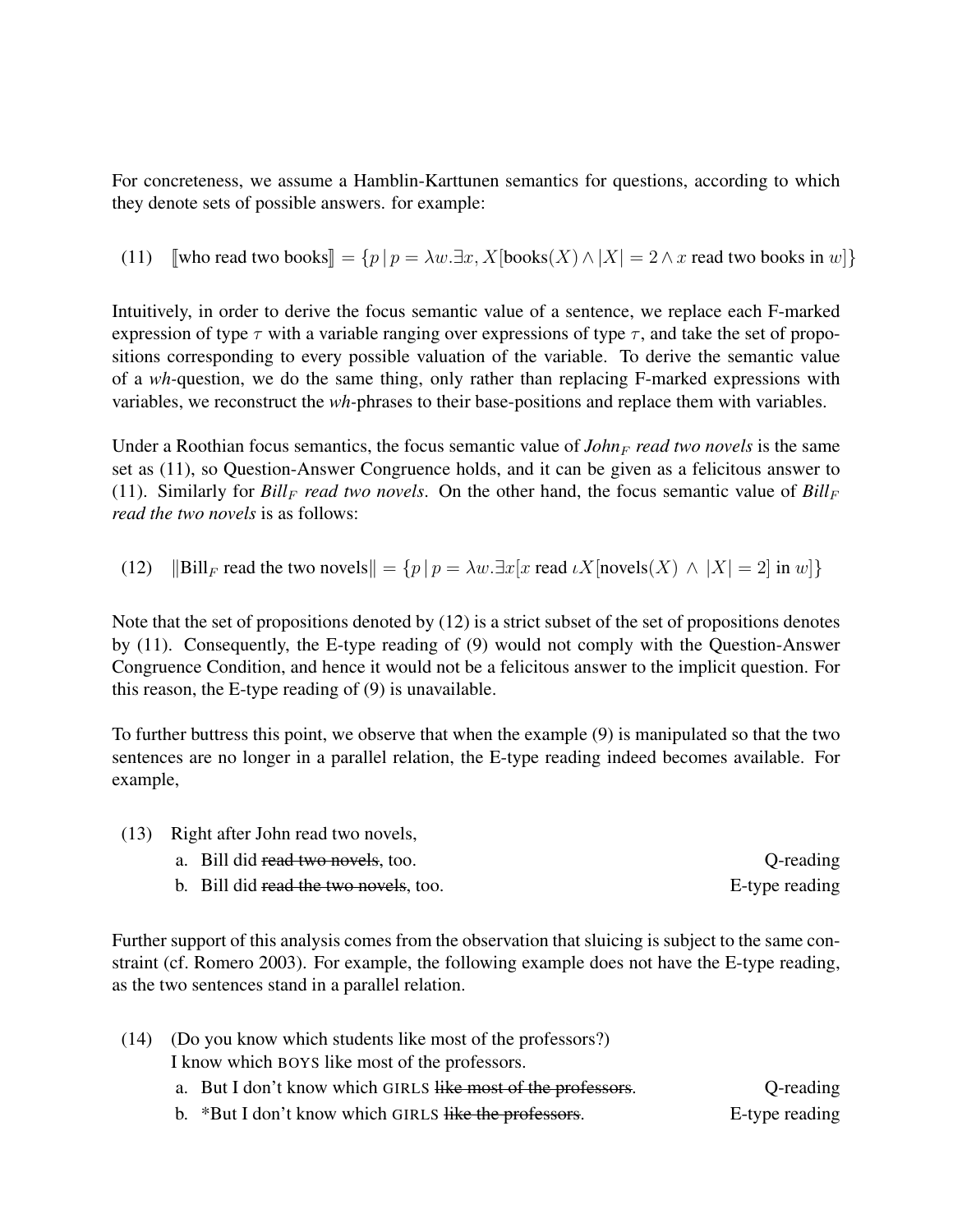For concreteness, we assume a Hamblin-Karttunen semantics for questions, according to which they denote sets of possible answers. for example:

(11) $[\![\text{who read two books}]\!] = \{p \mid p = \lambda w.\exists x, X[\text{books}(X) \wedge |X| = 2 \wedge x \text{ read two books in } w]\}$

Intuitively, in order to derive the focus semantic value of a sentence, we replace each F-marked expression of type $\tau$ with a variable ranging over expressions of type $\tau$, and take the set of propositions corresponding to every possible valuation of the variable. To derive the semantic value of a *wh*-question, we do the same thing, only rather than replacing F-marked expressions with variables, we reconstruct the *wh*-phrases to their base-positions and replace them with variables.

Under a Roothian focus semantics, the focus semantic value of *John$_F$ read two novels* is the same set as (11), so Question-Answer Congruence holds, and it can be given as a felicitous answer to (11). Similarly for *Bill$_F$ read two novels*. On the other hand, the focus semantic value of *Bill$_F$ read the two novels* is as follows:

(12) $\|\text{Bill}_F \text{ read the two novels}\| = \{p \mid p = \lambda w.\exists x[x \text{ read } \iota X[\text{novels}(X) \wedge |X| = 2] \text{ in } w]\}$

Note that the set of propositions denoted by (12) is a strict subset of the set of propositions denotes by (11). Consequently, the E-type reading of (9) would not comply with the Question-Answer Congruence Condition, and hence it would not be a felicitous answer to the implicit question. For this reason, the E-type reading of (9) is unavailable.

To further buttress this point, we observe that when the example (9) is manipulated so that the two sentences are no longer in a parallel relation, the E-type reading indeed becomes available. For example,

(13) Right after John read two novels,
  a. Bill did ~~read two novels~~, too. — Q-reading
  b. Bill did ~~read the two novels~~, too. — E-type reading

Further support of this analysis comes from the observation that sluicing is subject to the same constraint (cf. Romero 2003). For example, the following example does not have the E-type reading, as the two sentences stand in a parallel relation.

(14) (Do you know which students like most of the professors?)
  I know which BOYS like most of the professors.
  a. But I don't know which GIRLS ~~like most of the professors~~. — Q-reading
  b. *But I don't know which GIRLS ~~like the professors~~. — E-type reading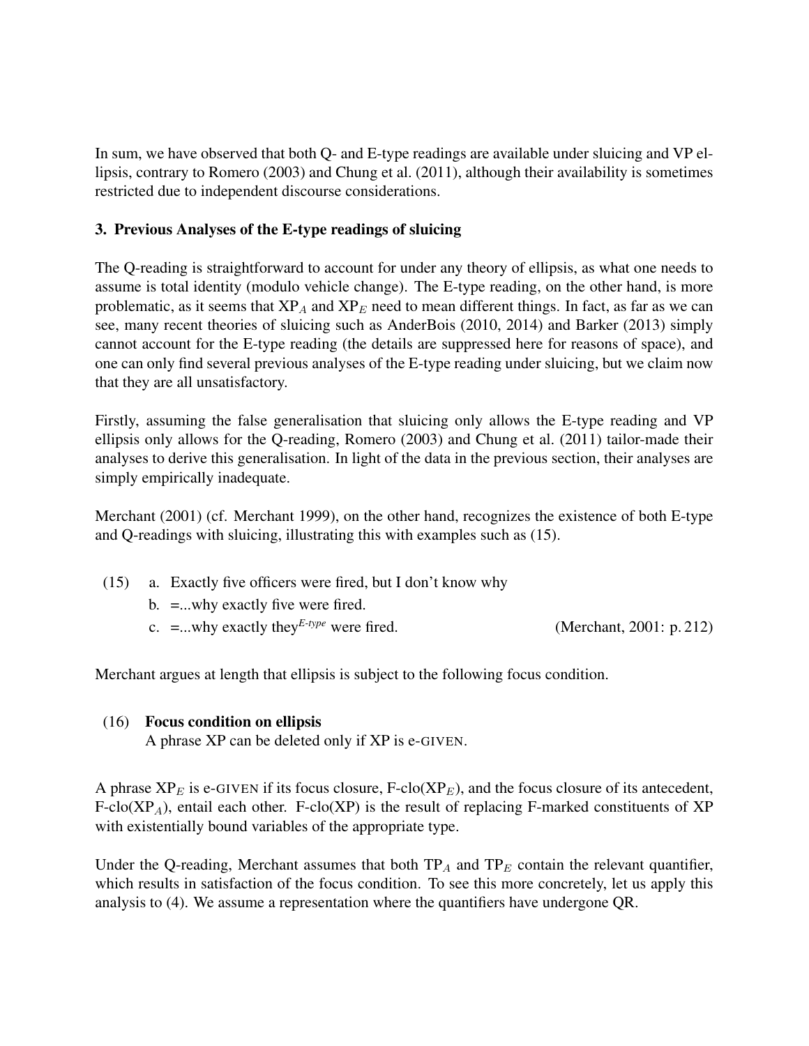In sum, we have observed that both Q- and E-type readings are available under sluicing and VP ellipsis, contrary to Romero (2003) and Chung et al. (2011), although their availability is sometimes restricted due to independent discourse considerations.

## 3. Previous Analyses of the E-type readings of sluicing

The Q-reading is straightforward to account for under any theory of ellipsis, as what one needs to assume is total identity (modulo vehicle change). The E-type reading, on the other hand, is more problematic, as it seems that $XP_A$ and $XP_E$ need to mean different things. In fact, as far as we can see, many recent theories of sluicing such as AnderBois (2010, 2014) and Barker (2013) simply cannot account for the E-type reading (the details are suppressed here for reasons of space), and one can only find several previous analyses of the E-type reading under sluicing, but we claim now that they are all unsatisfactory.

Firstly, assuming the false generalisation that sluicing only allows the E-type reading and VP ellipsis only allows for the Q-reading, Romero (2003) and Chung et al. (2011) tailor-made their analyses to derive this generalisation. In light of the data in the previous section, their analyses are simply empirically inadequate.

Merchant (2001) (cf. Merchant 1999), on the other hand, recognizes the existence of both E-type and Q-readings with sluicing, illustrating this with examples such as (15).

(15) a. Exactly five officers were fired, but I don't know why
b. =...why exactly five were fired.
c. =...why exactly they$^{E\text{-}type}$ were fired. (Merchant, 2001: p. 212)

Merchant argues at length that ellipsis is subject to the following focus condition.

(16) **Focus condition on ellipsis**
A phrase XP can be deleted only if XP is e-GIVEN.

A phrase $XP_E$ is e-GIVEN if its focus closure, F-clo($XP_E$), and the focus closure of its antecedent, F-clo($XP_A$), entail each other. F-clo(XP) is the result of replacing F-marked constituents of XP with existentially bound variables of the appropriate type.

Under the Q-reading, Merchant assumes that both $TP_A$ and $TP_E$ contain the relevant quantifier, which results in satisfaction of the focus condition. To see this more concretely, let us apply this analysis to (4). We assume a representation where the quantifiers have undergone QR.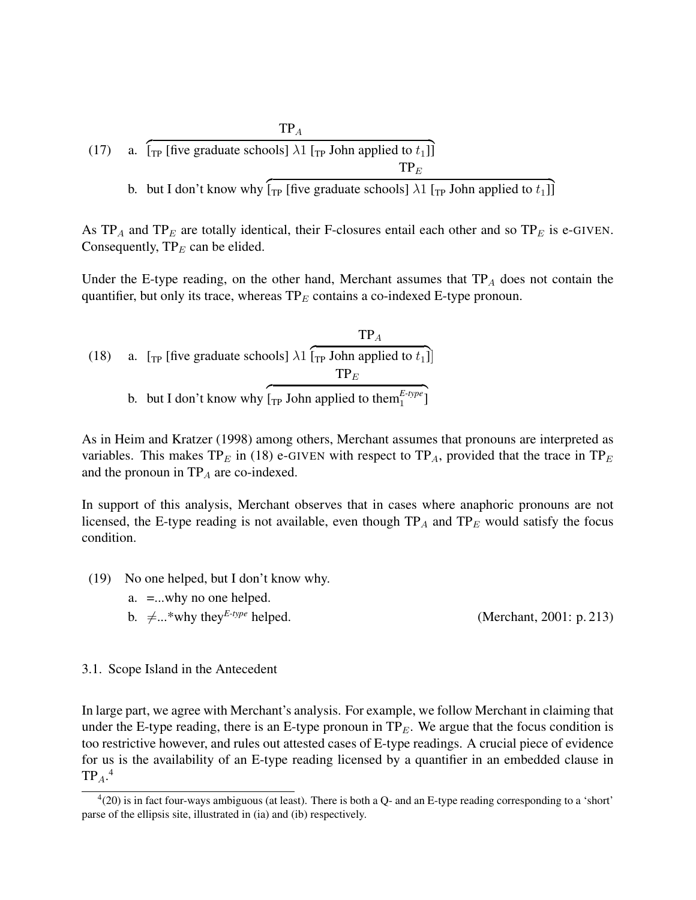(17) a. $\overbrace{[_{\text{TP}} \text{[five graduate schools] } \lambda 1 \; [_{\text{TP}} \text{ John applied to } t_1]]}^{\text{TP}_A}$

b. but I don't know why $\overbrace{[_{\text{TP}} \text{[five graduate schools] } \lambda 1 \; [_{\text{TP}} \text{ John applied to } t_1]]}^{\text{TP}_E}$

As $\text{TP}_A$ and $\text{TP}_E$ are totally identical, their F-closures entail each other and so $\text{TP}_E$ is e-GIVEN. Consequently, $\text{TP}_E$ can be elided.

Under the E-type reading, on the other hand, Merchant assumes that $\text{TP}_A$ does not contain the quantifier, but only its trace, whereas $\text{TP}_E$ contains a co-indexed E-type pronoun.

(18) a. $[_{\text{TP}} \text{[five graduate schools] } \lambda 1 \; \overbrace{[_{\text{TP}} \text{ John applied to } t_1]}^{\text{TP}_A}]$

b. but I don't know why $\overbrace{[_{\text{TP}} \text{ John applied to them}_1^{\textit{E-type}}]}^{\text{TP}_E}$

As in Heim and Kratzer (1998) among others, Merchant assumes that pronouns are interpreted as variables. This makes $\text{TP}_E$ in (18) e-GIVEN with respect to $\text{TP}_A$, provided that the trace in $\text{TP}_E$ and the pronoun in $\text{TP}_A$ are co-indexed.

In support of this analysis, Merchant observes that in cases where anaphoric pronouns are not licensed, the E-type reading is not available, even though $\text{TP}_A$ and $\text{TP}_E$ would satisfy the focus condition.

(19) No one helped, but I don't know why.

a. =...why no one helped.

b. ≠...*why they*E-type* helped. (Merchant, 2001: p. 213)

### 3.1. Scope Island in the Antecedent

In large part, we agree with Merchant's analysis. For example, we follow Merchant in claiming that under the E-type reading, there is an E-type pronoun in $\text{TP}_E$. We argue that the focus condition is too restrictive however, and rules out attested cases of E-type readings. A crucial piece of evidence for us is the availability of an E-type reading licensed by a quantifier in an embedded clause in $\text{TP}_A$.[4]

[4] (20) is in fact four-ways ambiguous (at least). There is both a Q- and an E-type reading corresponding to a 'short' parse of the ellipsis site, illustrated in (ia) and (ib) respectively.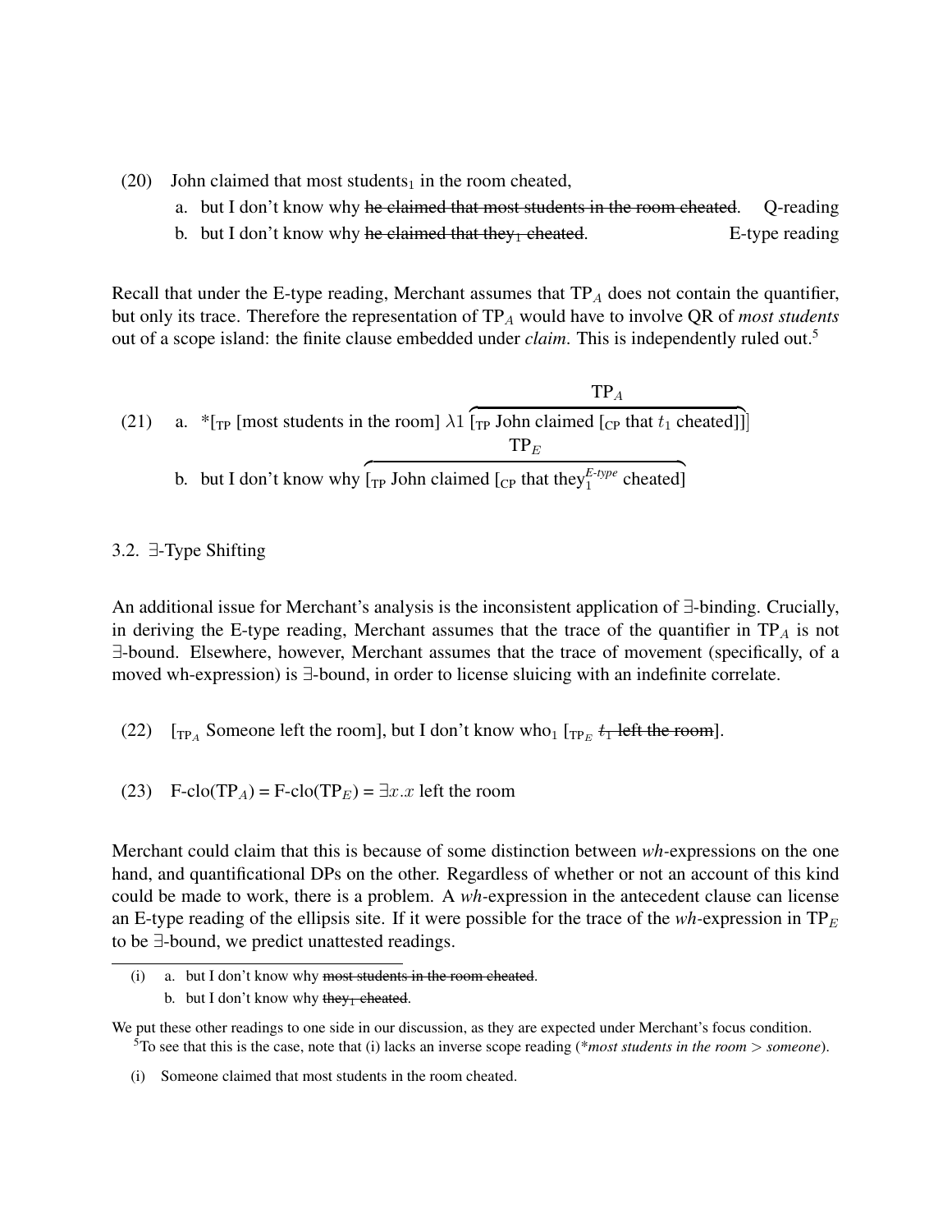(20) John claimed that most students$_1$ in the room cheated,

a. but I don't know why ~~he claimed that most students in the room cheated~~. Q-reading

b. but I don't know why ~~he claimed that they$_1$ cheated~~. E-type reading

Recall that under the E-type reading, Merchant assumes that TP$_A$ does not contain the quantifier, but only its trace. Therefore the representation of TP$_A$ would have to involve QR of *most students* out of a scope island: the finite clause embedded under *claim*. This is independently ruled out.[5]

(21) a. *[$_{\text{TP}}$ [most students in the room] $\lambda 1$ $\overbrace{[_{\text{TP}} \text{ John claimed } [_{\text{CP}} \text{ that } t_1 \text{ cheated}]]}^{\text{TP}_A}$]

b. but I don't know why $\overbrace{[_{\text{TP}} \text{ John claimed } [_{\text{CP}} \text{ that they}_1^{\textit{E-type}} \text{ cheated}]}^{\text{TP}_E}$

3.2. ∃-Type Shifting

An additional issue for Merchant's analysis is the inconsistent application of ∃-binding. Crucially, in deriving the E-type reading, Merchant assumes that the trace of the quantifier in TP$_A$ is not ∃-bound. Elsewhere, however, Merchant assumes that the trace of movement (specifically, of a moved wh-expression) is ∃-bound, in order to license sluicing with an indefinite correlate.

(22) [$_{\text{TP}_A}$ Someone left the room], but I don't know who$_1$ [$_{\text{TP}_E}$ ~~$t_1$ left the room~~].

(23) F-clo(TP$_A$) = F-clo(TP$_E$) = $\exists x.x$ left the room

Merchant could claim that this is because of some distinction between *wh*-expressions on the one hand, and quantificational DPs on the other. Regardless of whether or not an account of this kind could be made to work, there is a problem. A *wh*-expression in the antecedent clause can license an E-type reading of the ellipsis site. If it were possible for the trace of the *wh*-expression in TP$_E$ to be ∃-bound, we predict unattested readings.

---

(i) a. but I don't know why ~~most students in the room cheated~~.

b. but I don't know why ~~they$_1$ cheated~~.

We put these other readings to one side in our discussion, as they are expected under Merchant's focus condition.

[5] To see that this is the case, note that (i) lacks an inverse scope reading (**most students in the room* > *someone*).

(i) Someone claimed that most students in the room cheated.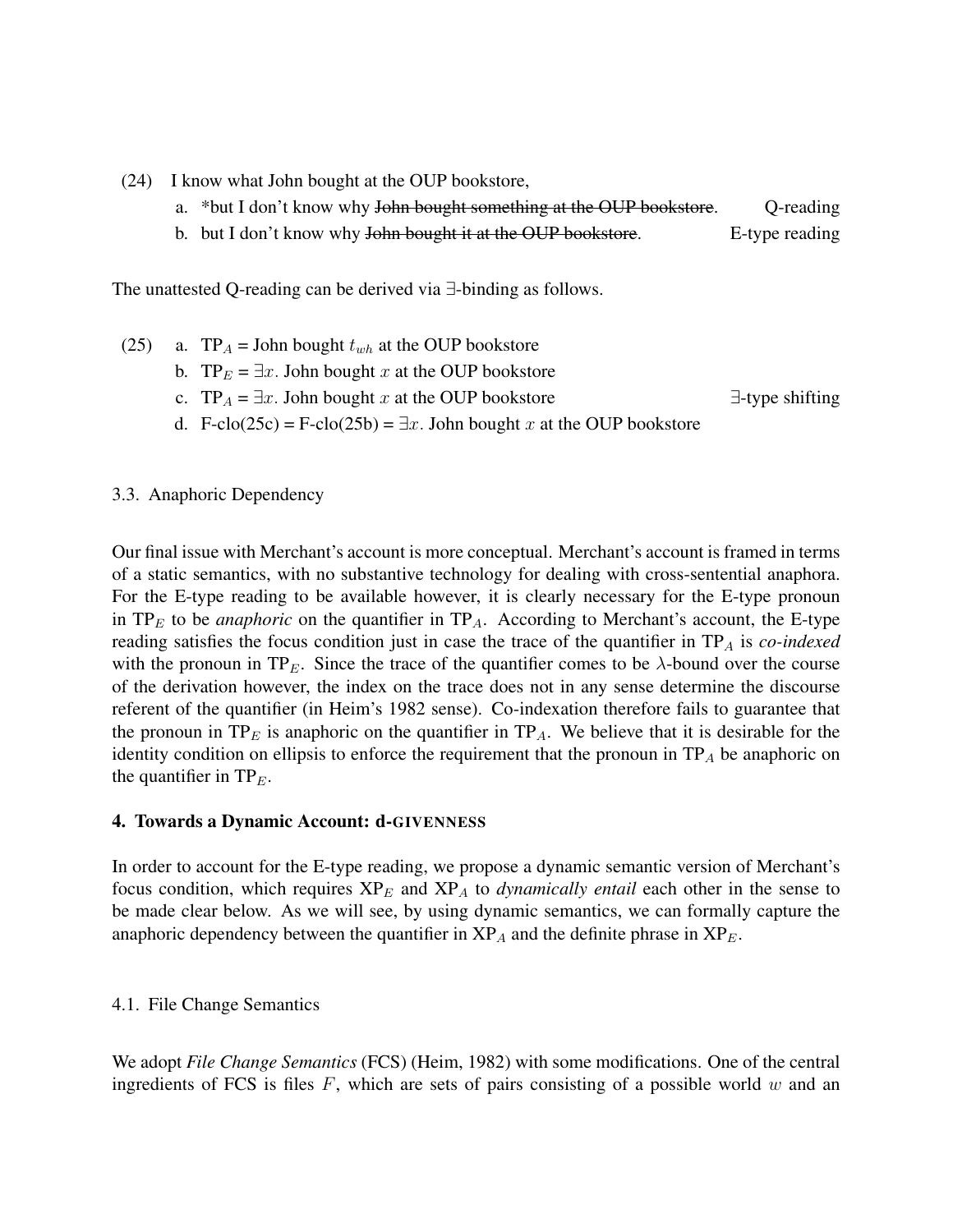(24) I know what John bought at the OUP bookstore,

a. *but I don't know why ~~John bought something at the OUP bookstore~~. Q-reading

b. but I don't know why ~~John bought it at the OUP bookstore~~. E-type reading

The unattested Q-reading can be derived via ∃-binding as follows.

(25) a. $\text{TP}_A$ = John bought $t_{wh}$ at the OUP bookstore

b. $\text{TP}_E$ = $\exists x$. John bought $x$ at the OUP bookstore

c. $\text{TP}_A$ = $\exists x$. John bought $x$ at the OUP bookstore ∃-type shifting

d. F-clo(25c) = F-clo(25b) = $\exists x$. John bought $x$ at the OUP bookstore

### 3.3. Anaphoric Dependency

Our final issue with Merchant's account is more conceptual. Merchant's account is framed in terms of a static semantics, with no substantive technology for dealing with cross-sentential anaphora. For the E-type reading to be available however, it is clearly necessary for the E-type pronoun in $\text{TP}_E$ to be *anaphoric* on the quantifier in $\text{TP}_A$. According to Merchant's account, the E-type reading satisfies the focus condition just in case the trace of the quantifier in $\text{TP}_A$ is *co-indexed* with the pronoun in $\text{TP}_E$. Since the trace of the quantifier comes to be $\lambda$-bound over the course of the derivation however, the index on the trace does not in any sense determine the discourse referent of the quantifier (in Heim's 1982 sense). Co-indexation therefore fails to guarantee that the pronoun in $\text{TP}_E$ is anaphoric on the quantifier in $\text{TP}_A$. We believe that it is desirable for the identity condition on ellipsis to enforce the requirement that the pronoun in $\text{TP}_A$ be anaphoric on the quantifier in $\text{TP}_E$.

## 4. Towards a Dynamic Account: d-GIVENNESS

In order to account for the E-type reading, we propose a dynamic semantic version of Merchant's focus condition, which requires $\text{XP}_E$ and $\text{XP}_A$ to *dynamically entail* each other in the sense to be made clear below. As we will see, by using dynamic semantics, we can formally capture the anaphoric dependency between the quantifier in $\text{XP}_A$ and the definite phrase in $\text{XP}_E$.

### 4.1. File Change Semantics

We adopt *File Change Semantics* (FCS) (Heim, 1982) with some modifications. One of the central ingredients of FCS is files $F$, which are sets of pairs consisting of a possible world $w$ and an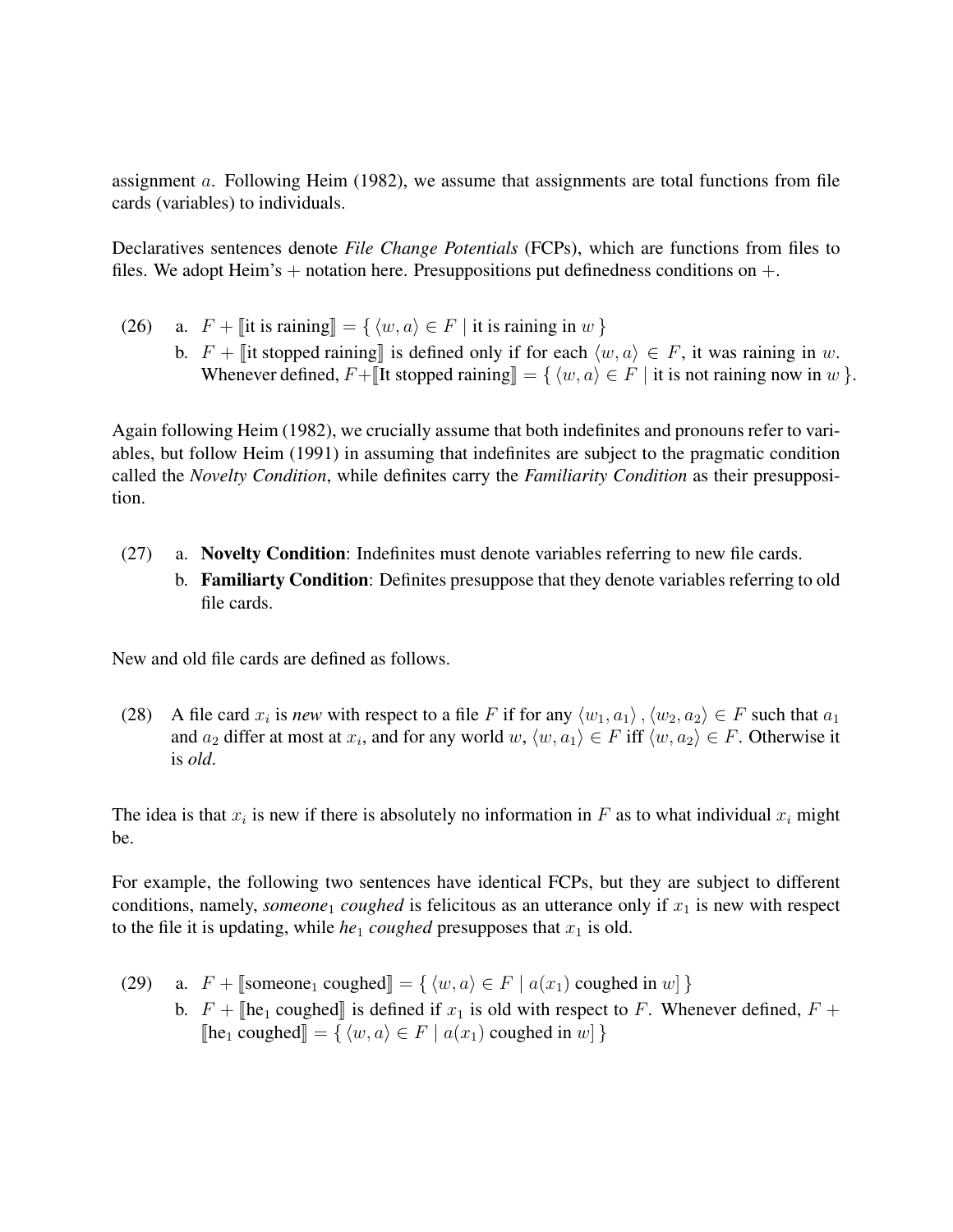assignment $a$. Following Heim (1982), we assume that assignments are total functions from file cards (variables) to individuals.

Declaratives sentences denote *File Change Potentials* (FCPs), which are functions from files to files. We adopt Heim's $+$ notation here. Presuppositions put definedness conditions on $+$.

(26) a. $F + [\![\text{it is raining}]\!] = \{ \langle w, a \rangle \in F \mid \text{it is raining in } w \}$

b. $F + [\![\text{it stopped raining}]\!]$ is defined only if for each $\langle w, a \rangle \in F$, it was raining in $w$. Whenever defined, $F + [\![\text{It stopped raining}]\!] = \{ \langle w, a \rangle \in F \mid \text{it is not raining now in } w \}$.

Again following Heim (1982), we crucially assume that both indefinites and pronouns refer to variables, but follow Heim (1991) in assuming that indefinites are subject to the pragmatic condition called the *Novelty Condition*, while definites carry the *Familiarity Condition* as their presupposition.

(27) a. **Novelty Condition**: Indefinites must denote variables referring to new file cards.

b. **Familiarty Condition**: Definites presuppose that they denote variables referring to old file cards.

New and old file cards are defined as follows.

(28) A file card $x_i$ is *new* with respect to a file $F$ if for any $\langle w_1, a_1 \rangle, \langle w_2, a_2 \rangle \in F$ such that $a_1$ and $a_2$ differ at most at $x_i$, and for any world $w$, $\langle w, a_1 \rangle \in F$ iff $\langle w, a_2 \rangle \in F$. Otherwise it is *old*.

The idea is that $x_i$ is new if there is absolutely no information in $F$ as to what individual $x_i$ might be.

For example, the following two sentences have identical FCPs, but they are subject to different conditions, namely, *someone*$_1$ *coughed* is felicitous as an utterance only if $x_1$ is new with respect to the file it is updating, while *he*$_1$ *coughed* presupposes that $x_1$ is old.

(29) a. $F + [\![\text{someone}_1 \text{ coughed}]\!] = \{ \langle w, a \rangle \in F \mid a(x_1) \text{ coughed in } w] \}$

b. $F + [\![\text{he}_1 \text{ coughed}]\!]$ is defined if $x_1$ is old with respect to $F$. Whenever defined, $F + [\![\text{he}_1 \text{ coughed}]\!] = \{ \langle w, a \rangle \in F \mid a(x_1) \text{ coughed in } w] \}$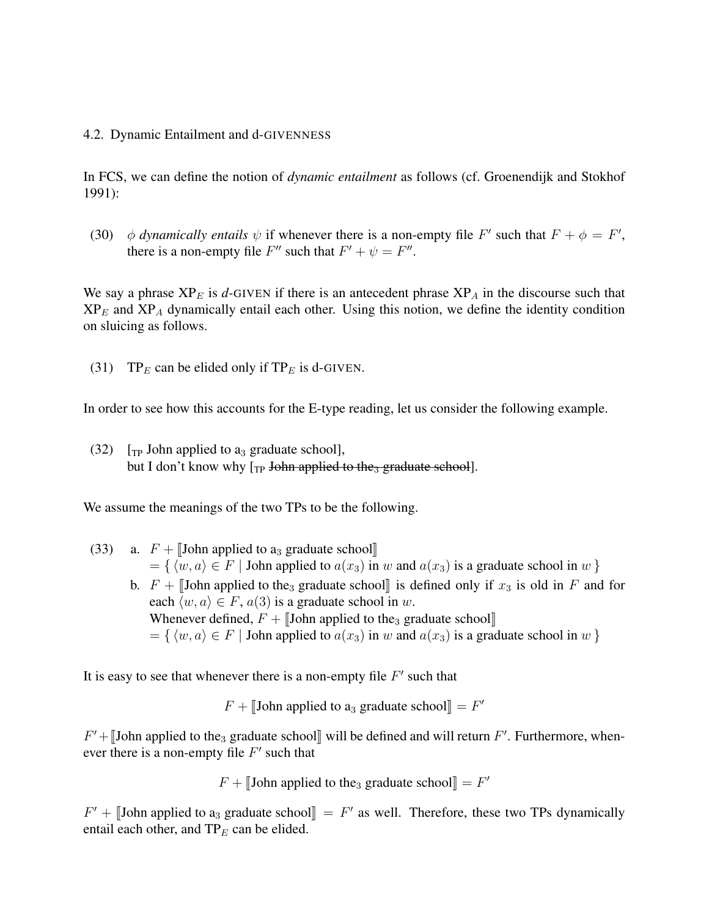### 4.2. Dynamic Entailment and d-GIVENNESS

In FCS, we can define the notion of *dynamic entailment* as follows (cf. Groenendijk and Stokhof 1991):

(30) $\phi$ *dynamically entails* $\psi$ if whenever there is a non-empty file $F'$ such that $F + \phi = F'$, there is a non-empty file $F''$ such that $F' + \psi = F''$.

We say a phrase $\text{XP}_E$ is *d*-GIVEN if there is an antecedent phrase $\text{XP}_A$ in the discourse such that $\text{XP}_E$ and $\text{XP}_A$ dynamically entail each other. Using this notion, we define the identity condition on sluicing as follows.

(31) $\text{TP}_E$ can be elided only if $\text{TP}_E$ is d-GIVEN.

In order to see how this accounts for the E-type reading, let us consider the following example.

(32) [$_{\text{TP}}$ John applied to a$_3$ graduate school],
but I don't know why [$_{\text{TP}}$ ~~John applied to the$_3$ graduate school~~].

We assume the meanings of the two TPs to be the following.

(33) a. $F + [\![\text{John applied to a}_3 \text{ graduate school}]\!]$
$= \{ \langle w, a \rangle \in F \mid \text{John applied to } a(x_3) \text{ in } w \text{ and } a(x_3) \text{ is a graduate school in } w \}$

b. $F + [\![\text{John applied to the}_3 \text{ graduate school}]\!]$ is defined only if $x_3$ is old in $F$ and for each $\langle w, a \rangle \in F$, $a(3)$ is a graduate school in $w$.
Whenever defined, $F + [\![\text{John applied to the}_3 \text{ graduate school}]\!]$
$= \{ \langle w, a \rangle \in F \mid \text{John applied to } a(x_3) \text{ in } w \text{ and } a(x_3) \text{ is a graduate school in } w \}$

It is easy to see that whenever there is a non-empty file $F'$ such that

$$F + [\![\text{John applied to a}_3 \text{ graduate school}]\!] = F'$$

$F' + [\![\text{John applied to the}_3 \text{ graduate school}]\!]$ will be defined and will return $F'$. Furthermore, whenever there is a non-empty file $F'$ such that

$$F + [\![\text{John applied to the}_3 \text{ graduate school}]\!] = F'$$

$F' + [\![\text{John applied to a}_3 \text{ graduate school}]\!] = F'$ as well. Therefore, these two TPs dynamically entail each other, and $\text{TP}_E$ can be elided.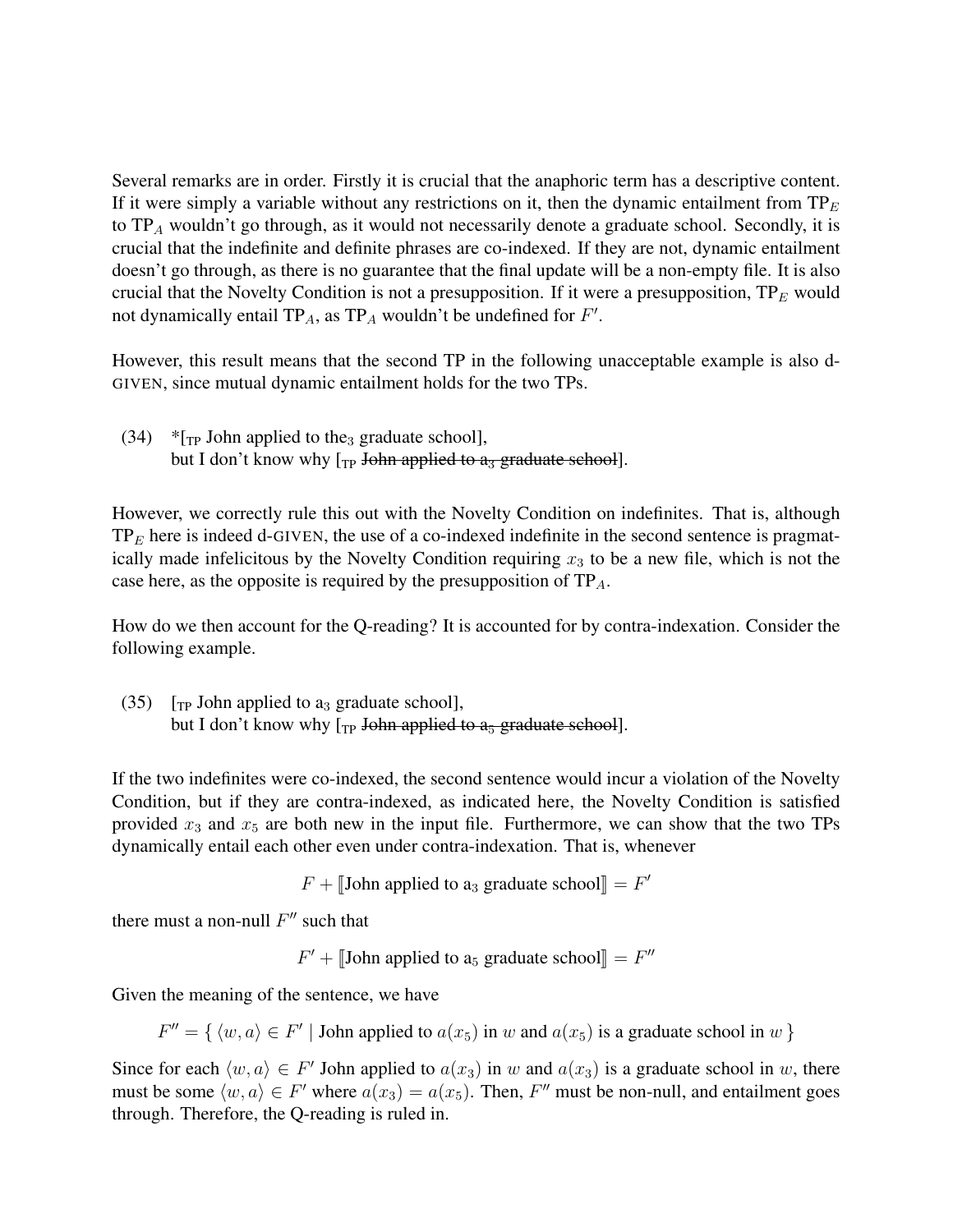Several remarks are in order. Firstly it is crucial that the anaphoric term has a descriptive content. If it were simply a variable without any restrictions on it, then the dynamic entailment from $\text{TP}_E$ to $\text{TP}_A$ wouldn't go through, as it would not necessarily denote a graduate school. Secondly, it is crucial that the indefinite and definite phrases are co-indexed. If they are not, dynamic entailment doesn't go through, as there is no guarantee that the final update will be a non-empty file. It is also crucial that the Novelty Condition is not a presupposition. If it were a presupposition, $\text{TP}_E$ would not dynamically entail $\text{TP}_A$, as $\text{TP}_A$ wouldn't be undefined for $F'$.

However, this result means that the second TP in the following unacceptable example is also d-GIVEN, since mutual dynamic entailment holds for the two TPs.

(34) *[$_{\text{TP}}$ John applied to the$_3$ graduate school],
but I don't know why [$_{\text{TP}}$ ~~John applied to a$_3$ graduate school~~].

However, we correctly rule this out with the Novelty Condition on indefinites. That is, although $\text{TP}_E$ here is indeed d-GIVEN, the use of a co-indexed indefinite in the second sentence is pragmatically made infelicitous by the Novelty Condition requiring $x_3$ to be a new file, which is not the case here, as the opposite is required by the presupposition of $\text{TP}_A$.

How do we then account for the Q-reading? It is accounted for by contra-indexation. Consider the following example.

(35) [$_{\text{TP}}$ John applied to a$_3$ graduate school],
but I don't know why [$_{\text{TP}}$ ~~John applied to a$_5$ graduate school~~].

If the two indefinites were co-indexed, the second sentence would incur a violation of the Novelty Condition, but if they are contra-indexed, as indicated here, the Novelty Condition is satisfied provided $x_3$ and $x_5$ are both new in the input file. Furthermore, we can show that the two TPs dynamically entail each other even under contra-indexation. That is, whenever

$$F + [\![\text{John applied to a}_3 \text{ graduate school}]\!] = F'$$

there must a non-null $F''$ such that

$$F' + [\![\text{John applied to a}_5 \text{ graduate school}]\!] = F''$$

Given the meaning of the sentence, we have

$$F'' = \{ \langle w, a \rangle \in F' \mid \text{John applied to } a(x_5) \text{ in } w \text{ and } a(x_5) \text{ is a graduate school in } w \}$$

Since for each $\langle w, a \rangle \in F'$ John applied to $a(x_3)$ in $w$ and $a(x_3)$ is a graduate school in $w$, there must be some $\langle w, a \rangle \in F'$ where $a(x_3) = a(x_5)$. Then, $F''$ must be non-null, and entailment goes through. Therefore, the Q-reading is ruled in.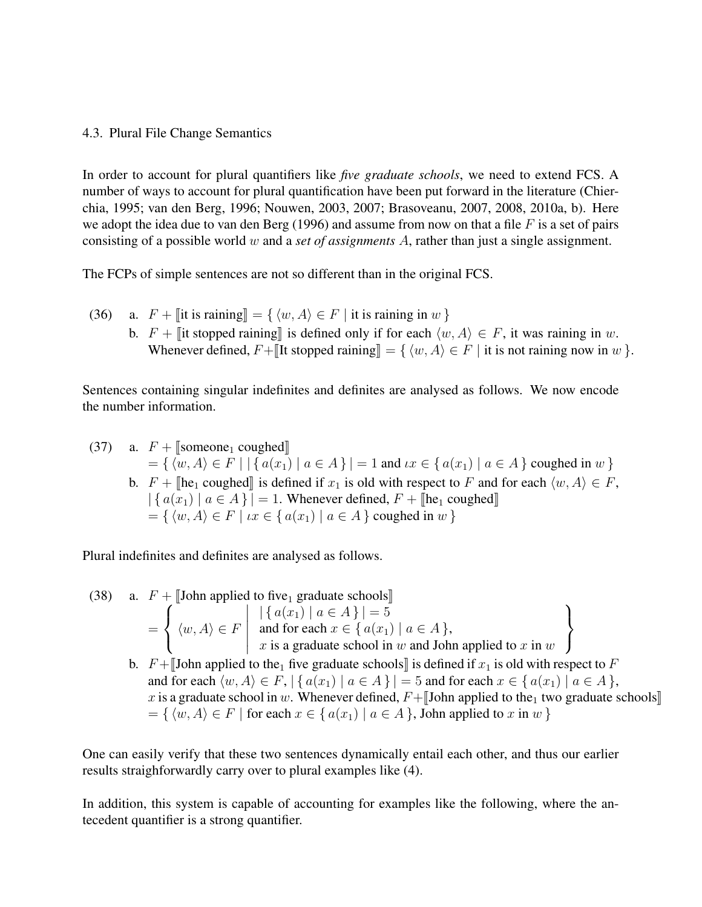### 4.3. Plural File Change Semantics

In order to account for plural quantifiers like *five graduate schools*, we need to extend FCS. A number of ways to account for plural quantification have been put forward in the literature (Chierchia, 1995; van den Berg, 1996; Nouwen, 2003, 2007; Brasoveanu, 2007, 2008, 2010a, b). Here we adopt the idea due to van den Berg (1996) and assume from now on that a file $F$ is a set of pairs consisting of a possible world $w$ and a *set of assignments* $A$, rather than just a single assignment.

The FCPs of simple sentences are not so different than in the original FCS.

(36) a. $F + [\![\text{it is raining}]\!] = \{ \langle w, A \rangle \in F \mid \text{it is raining in } w \}$

b. $F + [\![\text{it stopped raining}]\!]$ is defined only if for each $\langle w, A \rangle \in F$, it was raining in $w$. Whenever defined, $F + [\![\text{It stopped raining}]\!] = \{ \langle w, A \rangle \in F \mid \text{it is not raining now in } w \}$.

Sentences containing singular indefinites and definites are analysed as follows. We now encode the number information.

(37) a. $F + [\![\text{someone}_1 \text{ coughed}]\!]$
$= \{ \langle w, A \rangle \in F \mid |\{ a(x_1) \mid a \in A \}| = 1 \text{ and } \iota x \in \{ a(x_1) \mid a \in A \} \text{ coughed in } w \}$

b. $F + [\![\text{he}_1 \text{ coughed}]\!]$ is defined if $x_1$ is old with respect to $F$ and for each $\langle w, A \rangle \in F$, $|\{ a(x_1) \mid a \in A \}| = 1$. Whenever defined, $F + [\![\text{he}_1 \text{ coughed}]\!]$
$= \{ \langle w, A \rangle \in F \mid \iota x \in \{ a(x_1) \mid a \in A \} \text{ coughed in } w \}$

Plural indefinites and definites are analysed as follows.

(38) a. $F + [\![\text{John applied to five}_1 \text{ graduate schools}]\!]$
$$= \left\{ \langle w, A \rangle \in F \;\middle|\; \begin{array}{l} |\{ a(x_1) \mid a \in A \}| = 5 \\ \text{and for each } x \in \{ a(x_1) \mid a \in A \}, \\ x \text{ is a graduate school in } w \text{ and John applied to } x \text{ in } w \end{array} \right\}$$

b. $F + [\![\text{John applied to the}_1 \text{ five graduate schools}]\!]$ is defined if $x_1$ is old with respect to $F$ and for each $\langle w, A \rangle \in F$, $|\{ a(x_1) \mid a \in A \}| = 5$ and for each $x \in \{ a(x_1) \mid a \in A \}$, $x$ is a graduate school in $w$. Whenever defined, $F + [\![\text{John applied to the}_1 \text{ two graduate schools}]\!]$
$= \{ \langle w, A \rangle \in F \mid \text{for each } x \in \{ a(x_1) \mid a \in A \}, \text{John applied to } x \text{ in } w \}$

One can easily verify that these two sentences dynamically entail each other, and thus our earlier results straighforwardly carry over to plural examples like (4).

In addition, this system is capable of accounting for examples like the following, where the antecedent quantifier is a strong quantifier.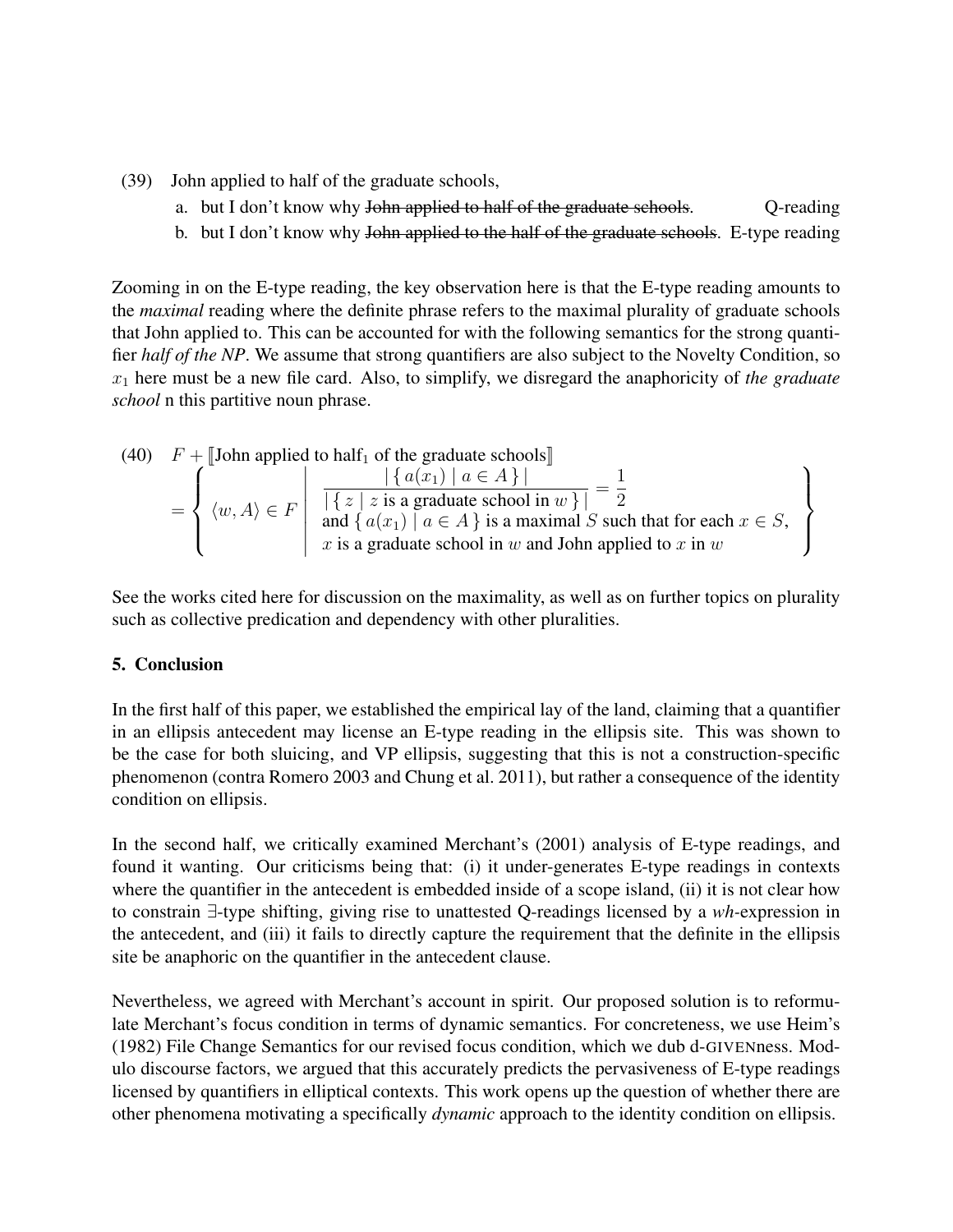(39) John applied to half of the graduate schools,

a. but I don't know why ~~John applied to half of the graduate schools~~. Q-reading

b. but I don't know why ~~John applied to the half of the graduate schools~~. E-type reading

Zooming in on the E-type reading, the key observation here is that the E-type reading amounts to the *maximal* reading where the definite phrase refers to the maximal plurality of graduate schools that John applied to. This can be accounted for with the following semantics for the strong quantifier *half of the NP*. We assume that strong quantifiers are also subject to the Novelty Condition, so $x_1$ here must be a new file card. Also, to simplify, we disregard the anaphoricity of *the graduate school* n this partitive noun phrase.

(40) $F + [\![\text{John applied to half}_1 \text{ of the graduate schools}]\!]$

$$= \left\{ \langle w, A \rangle \in F \;\middle|\; \begin{array}{l} \dfrac{|\{\, a(x_1) \mid a \in A \,\}|}{|\{\, z \mid z \text{ is a graduate school in } w \,\}|} = \dfrac{1}{2} \\ \text{and } \{\, a(x_1) \mid a \in A \,\} \text{ is a maximal } S \text{ such that for each } x \in S, \\ x \text{ is a graduate school in } w \text{ and John applied to } x \text{ in } w \end{array} \right\}$$

See the works cited here for discussion on the maximality, as well as on further topics on plurality such as collective predication and dependency with other pluralities.

## 5. Conclusion

In the first half of this paper, we established the empirical lay of the land, claiming that a quantifier in an ellipsis antecedent may license an E-type reading in the ellipsis site. This was shown to be the case for both sluicing, and VP ellipsis, suggesting that this is not a construction-specific phenomenon (contra Romero 2003 and Chung et al. 2011), but rather a consequence of the identity condition on ellipsis.

In the second half, we critically examined Merchant's (2001) analysis of E-type readings, and found it wanting. Our criticisms being that: (i) it under-generates E-type readings in contexts where the quantifier in the antecedent is embedded inside of a scope island, (ii) it is not clear how to constrain ∃-type shifting, giving rise to unattested Q-readings licensed by a *wh*-expression in the antecedent, and (iii) it fails to directly capture the requirement that the definite in the ellipsis site be anaphoric on the quantifier in the antecedent clause.

Nevertheless, we agreed with Merchant's account in spirit. Our proposed solution is to reformulate Merchant's focus condition in terms of dynamic semantics. For concreteness, we use Heim's (1982) File Change Semantics for our revised focus condition, which we dub d-GIVENness. Modulo discourse factors, we argued that this accurately predicts the pervasiveness of E-type readings licensed by quantifiers in elliptical contexts. This work opens up the question of whether there are other phenomena motivating a specifically *dynamic* approach to the identity condition on ellipsis.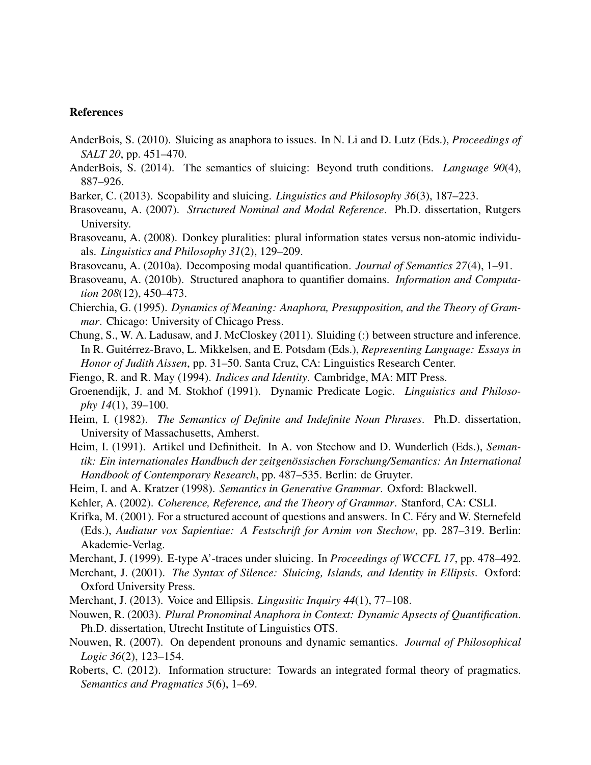**References**

AnderBois, S. (2010). Sluicing as anaphora to issues. In N. Li and D. Lutz (Eds.), *Proceedings of SALT 20*, pp. 451–470.

AnderBois, S. (2014). The semantics of sluicing: Beyond truth conditions. *Language 90*(4), 887–926.

Barker, C. (2013). Scopability and sluicing. *Linguistics and Philosophy 36*(3), 187–223.

Brasoveanu, A. (2007). *Structured Nominal and Modal Reference*. Ph.D. dissertation, Rutgers University.

Brasoveanu, A. (2008). Donkey pluralities: plural information states versus non-atomic individuals. *Linguistics and Philosophy 31*(2), 129–209.

Brasoveanu, A. (2010a). Decomposing modal quantification. *Journal of Semantics 27*(4), 1–91.

Brasoveanu, A. (2010b). Structured anaphora to quantifier domains. *Information and Computation 208*(12), 450–473.

Chierchia, G. (1995). *Dynamics of Meaning: Anaphora, Presupposition, and the Theory of Grammar*. Chicago: University of Chicago Press.

Chung, S., W. A. Ladusaw, and J. McCloskey (2011). Sluiding (:) between structure and inference. In R. Guitérrez-Bravo, L. Mikkelsen, and E. Potsdam (Eds.), *Representing Language: Essays in Honor of Judith Aissen*, pp. 31–50. Santa Cruz, CA: Linguistics Research Center.

Fiengo, R. and R. May (1994). *Indices and Identity*. Cambridge, MA: MIT Press.

Groenendijk, J. and M. Stokhof (1991). Dynamic Predicate Logic. *Linguistics and Philosophy 14*(1), 39–100.

Heim, I. (1982). *The Semantics of Definite and Indefinite Noun Phrases*. Ph.D. dissertation, University of Massachusetts, Amherst.

Heim, I. (1991). Artikel und Definitheit. In A. von Stechow and D. Wunderlich (Eds.), *Semantik: Ein internationales Handbuch der zeitgenössischen Forschung/Semantics: An International Handbook of Contemporary Research*, pp. 487–535. Berlin: de Gruyter.

Heim, I. and A. Kratzer (1998). *Semantics in Generative Grammar*. Oxford: Blackwell.

Kehler, A. (2002). *Coherence, Reference, and the Theory of Grammar*. Stanford, CA: CSLI.

Krifka, M. (2001). For a structured account of questions and answers. In C. Féry and W. Sternefeld (Eds.), *Audiatur vox Sapientiae: A Festschrift for Arnim von Stechow*, pp. 287–319. Berlin: Akademie-Verlag.

Merchant, J. (1999). E-type A'-traces under sluicing. In *Proceedings of WCCFL 17*, pp. 478–492.

Merchant, J. (2001). *The Syntax of Silence: Sluicing, Islands, and Identity in Ellipsis*. Oxford: Oxford University Press.

Merchant, J. (2013). Voice and Ellipsis. *Lingusitic Inquiry 44*(1), 77–108.

Nouwen, R. (2003). *Plural Pronominal Anaphora in Context: Dynamic Apsects of Quantification*. Ph.D. dissertation, Utrecht Institute of Linguistics OTS.

Nouwen, R. (2007). On dependent pronouns and dynamic semantics. *Journal of Philosophical Logic 36*(2), 123–154.

Roberts, C. (2012). Information structure: Towards an integrated formal theory of pragmatics. *Semantics and Pragmatics 5*(6), 1–69.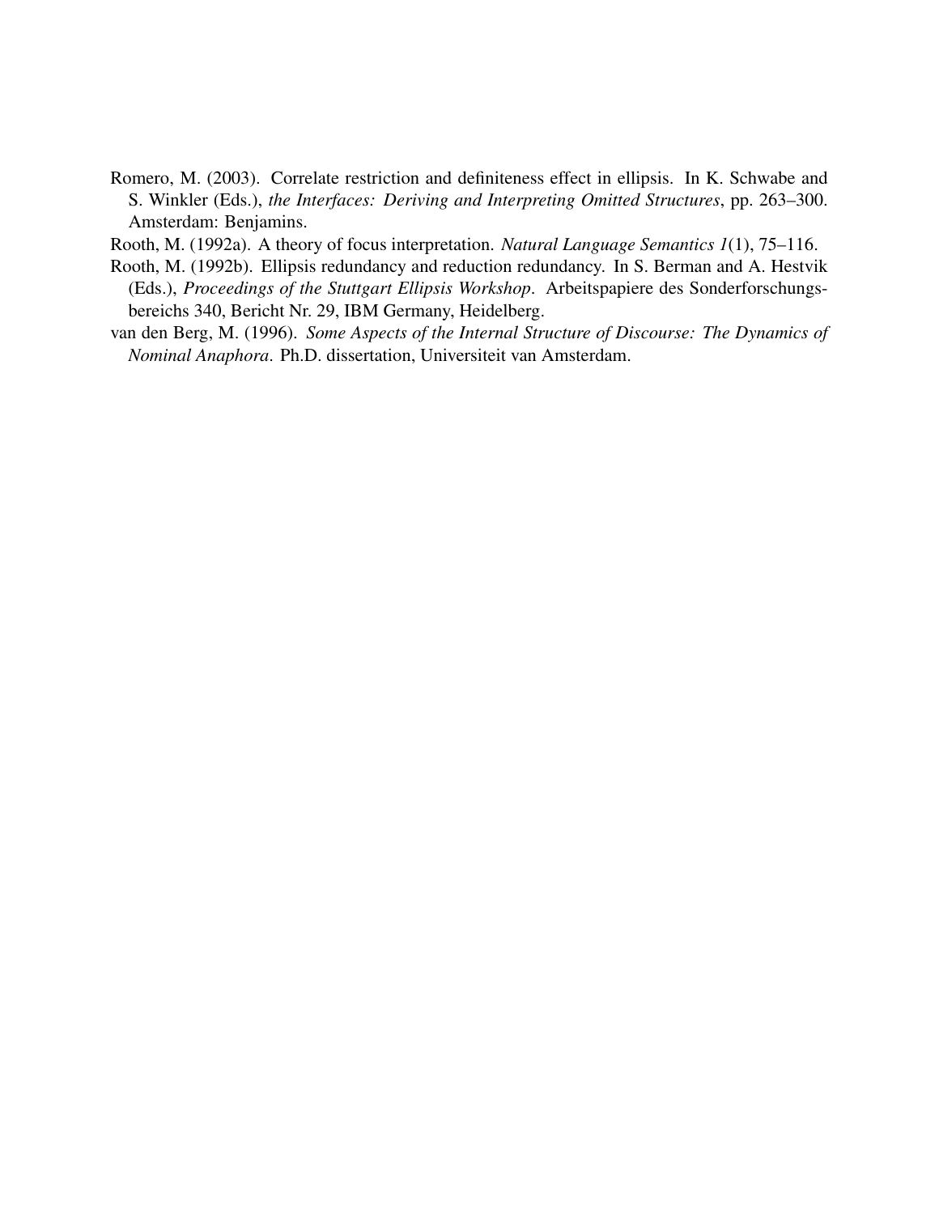Romero, M. (2003). Correlate restriction and definiteness effect in ellipsis. In K. Schwabe and S. Winkler (Eds.), *the Interfaces: Deriving and Interpreting Omitted Structures*, pp. 263–300. Amsterdam: Benjamins.

Rooth, M. (1992a). A theory of focus interpretation. *Natural Language Semantics 1*(1), 75–116.

Rooth, M. (1992b). Ellipsis redundancy and reduction redundancy. In S. Berman and A. Hestvik (Eds.), *Proceedings of the Stuttgart Ellipsis Workshop*. Arbeitspapiere des Sonderforschungsbereichs 340, Bericht Nr. 29, IBM Germany, Heidelberg.

van den Berg, M. (1996). *Some Aspects of the Internal Structure of Discourse: The Dynamics of Nominal Anaphora*. Ph.D. dissertation, Universiteit van Amsterdam.